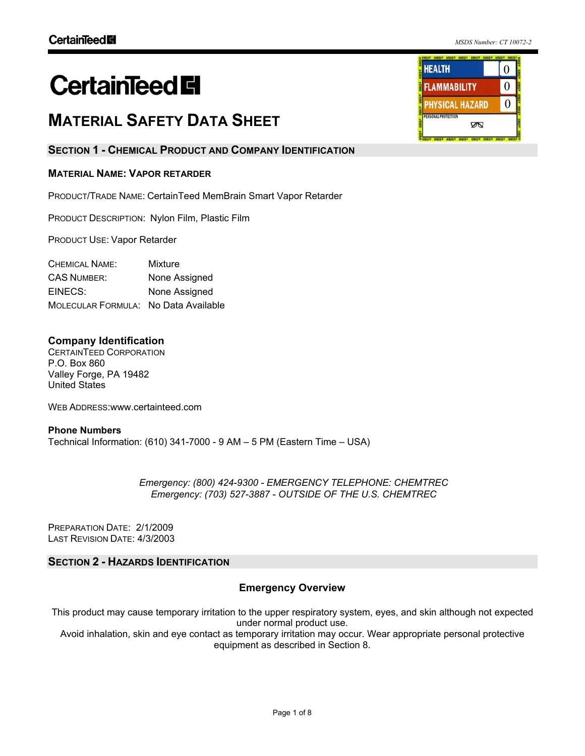# CertainTeed

MSDS Number: CT 10072-2

## MATERIAL SAFETY DATA SHEET

| HMIS | |
|---|---|
| HEALTH | 0 |
| FLAMMABILITY | 0 |
| PHYSICAL HAZARD | 0 |
| PERSONAL PROTECTION | |

## SECTION 1 - CHEMICAL PRODUCT AND COMPANY IDENTIFICATION

### MATERIAL NAME: VAPOR RETARDER

PRODUCT/TRADE NAME: CertainTeed MemBrain Smart Vapor Retarder

PRODUCT DESCRIPTION: Nylon Film, Plastic Film

PRODUCT USE: Vapor Retarder

| | |
|---|---|
| CHEMICAL NAME: | Mixture |
| CAS NUMBER: | None Assigned |
| EINECS: | None Assigned |
| MOLECULAR FORMULA: | No Data Available |

### Company Identification

CERTAINTEED CORPORATION
P.O. Box 860
Valley Forge, PA 19482
United States

WEB ADDRESS:www.certainteed.com

**Phone Numbers**
Technical Information: (610) 341-7000 - 9 AM – 5 PM (Eastern Time – USA)

*Emergency: (800) 424-9300 - EMERGENCY TELEPHONE: CHEMTREC*
*Emergency: (703) 527-3887 - OUTSIDE OF THE U.S. CHEMTREC*

PREPARATION DATE: 2/1/2009
LAST REVISION DATE: 4/3/2003

## SECTION 2 - HAZARDS IDENTIFICATION

### Emergency Overview

This product may cause temporary irritation to the upper respiratory system, eyes, and skin although not expected under normal product use.
Avoid inhalation, skin and eye contact as temporary irritation may occur. Wear appropriate personal protective equipment as described in Section 8.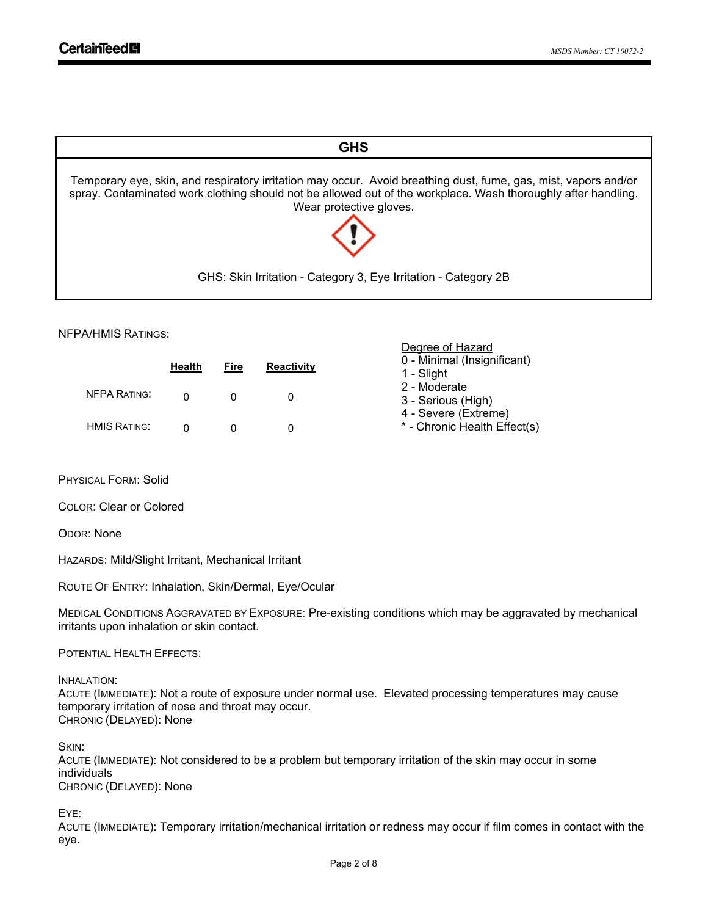## GHS

Temporary eye, skin, and respiratory irritation may occur. Avoid breathing dust, fume, gas, mist, vapors and/or spray. Contaminated work clothing should not be allowed out of the workplace. Wash thoroughly after handling. Wear protective gloves.

GHS: Skin Irritation - Category 3, Eye Irritation - Category 2B

NFPA/HMIS RATINGS:

| | Health | Fire | Reactivity |
|---|---|---|---|
| NFPA RATING: | 0 | 0 | 0 |
| HMIS RATING: | 0 | 0 | 0 |

Degree of Hazard
- 0 - Minimal (Insignificant)
- 1 - Slight
- 2 - Moderate
- 3 - Serious (High)
- 4 - Severe (Extreme)
- * - Chronic Health Effect(s)

PHYSICAL FORM: Solid

COLOR: Clear or Colored

ODOR: None

HAZARDS: Mild/Slight Irritant, Mechanical Irritant

ROUTE OF ENTRY: Inhalation, Skin/Dermal, Eye/Ocular

MEDICAL CONDITIONS AGGRAVATED BY EXPOSURE: Pre-existing conditions which may be aggravated by mechanical irritants upon inhalation or skin contact.

POTENTIAL HEALTH EFFECTS:

INHALATION:
ACUTE (IMMEDIATE): Not a route of exposure under normal use. Elevated processing temperatures may cause temporary irritation of nose and throat may occur.
CHRONIC (DELAYED): None

SKIN:
ACUTE (IMMEDIATE): Not considered to be a problem but temporary irritation of the skin may occur in some individuals
CHRONIC (DELAYED): None

EYE:
ACUTE (IMMEDIATE): Temporary irritation/mechanical irritation or redness may occur if film comes in contact with the eye.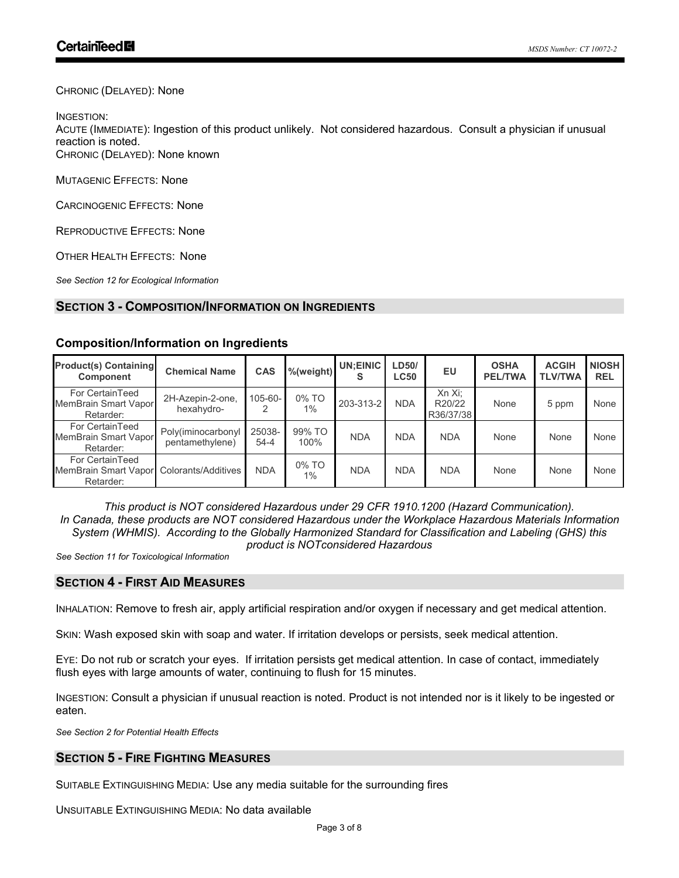CHRONIC (DELAYED): None

INGESTION:
ACUTE (IMMEDIATE): Ingestion of this product unlikely. Not considered hazardous. Consult a physician if unusual reaction is noted.
CHRONIC (DELAYED): None known

MUTAGENIC EFFECTS: None

CARCINOGENIC EFFECTS: None

REPRODUCTIVE EFFECTS: None

OTHER HEALTH EFFECTS: None

*See Section 12 for Ecological Information*

## SECTION 3 - COMPOSITION/INFORMATION ON INGREDIENTS

### Composition/Information on Ingredients

| Product(s) Containing Component | Chemical Name | CAS | %(weight) | UN;EINICS | LD50/ LC50 | EU | OSHA PEL/TWA | ACGIH TLV/TWA | NIOSH REL |
|---|---|---|---|---|---|---|---|---|---|
| For CertainTeed MemBrain Smart Vapor Retarder: | 2H-Azepin-2-one, hexahydro- | 105-60-2 | 0% TO 1% | 203-313-2 | NDA | Xn Xi; R20/22 R36/37/38 | None | 5 ppm | None |
| For CertainTeed MemBrain Smart Vapor Retarder: | Poly(iminocarbonyl pentamethylene) | 25038-54-4 | 99% TO 100% | NDA | NDA | NDA | None | None | None |
| For CertainTeed MemBrain Smart Vapor Retarder: | Colorants/Additives | NDA | 0% TO 1% | NDA | NDA | NDA | None | None | None |

*This product is NOT considered Hazardous under 29 CFR 1910.1200 (Hazard Communication). In Canada, these products are NOT considered Hazardous under the Workplace Hazardous Materials Information System (WHMIS). According to the Globally Harmonized Standard for Classification and Labeling (GHS) this product is NOTconsidered Hazardous*

*See Section 11 for Toxicological Information*

## SECTION 4 - FIRST AID MEASURES

INHALATION: Remove to fresh air, apply artificial respiration and/or oxygen if necessary and get medical attention.

SKIN: Wash exposed skin with soap and water. If irritation develops or persists, seek medical attention.

EYE: Do not rub or scratch your eyes. If irritation persists get medical attention. In case of contact, immediately flush eyes with large amounts of water, continuing to flush for 15 minutes.

INGESTION: Consult a physician if unusual reaction is noted. Product is not intended nor is it likely to be ingested or eaten.

*See Section 2 for Potential Health Effects*

## SECTION 5 - FIRE FIGHTING MEASURES

SUITABLE EXTINGUISHING MEDIA: Use any media suitable for the surrounding fires

UNSUITABLE EXTINGUISHING MEDIA: No data available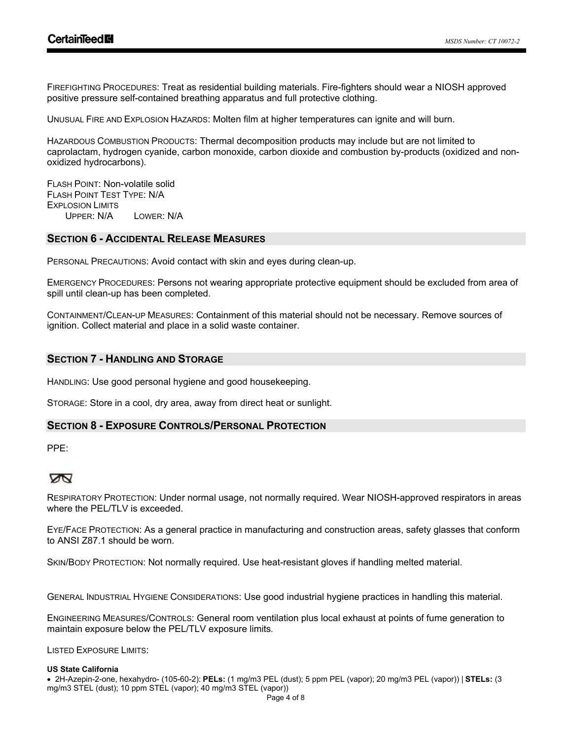FIREFIGHTING PROCEDURES: Treat as residential building materials. Fire-fighters should wear a NIOSH approved positive pressure self-contained breathing apparatus and full protective clothing.

UNUSUAL FIRE AND EXPLOSION HAZARDS: Molten film at higher temperatures can ignite and will burn.

HAZARDOUS COMBUSTION PRODUCTS: Thermal decomposition products may include but are not limited to caprolactam, hydrogen cyanide, carbon monoxide, carbon dioxide and combustion by-products (oxidized and non-oxidized hydrocarbons).

FLASH POINT: Non-volatile solid
FLASH POINT TEST TYPE: N/A
EXPLOSION LIMITS
UPPER: N/A LOWER: N/A

## SECTION 6 - ACCIDENTAL RELEASE MEASURES

PERSONAL PRECAUTIONS: Avoid contact with skin and eyes during clean-up.

EMERGENCY PROCEDURES: Persons not wearing appropriate protective equipment should be excluded from area of spill until clean-up has been completed.

CONTAINMENT/CLEAN-UP MEASURES: Containment of this material should not be necessary. Remove sources of ignition. Collect material and place in a solid waste container.

## SECTION 7 - HANDLING AND STORAGE

HANDLING: Use good personal hygiene and good housekeeping.

STORAGE: Store in a cool, dry area, away from direct heat or sunlight.

## SECTION 8 - EXPOSURE CONTROLS/PERSONAL PROTECTION

PPE:

RESPIRATORY PROTECTION: Under normal usage, not normally required. Wear NIOSH-approved respirators in areas where the PEL/TLV is exceeded.

EYE/FACE PROTECTION: As a general practice in manufacturing and construction areas, safety glasses that conform to ANSI Z87.1 should be worn.

SKIN/BODY PROTECTION: Not normally required. Use heat-resistant gloves if handling melted material.

GENERAL INDUSTRIAL HYGIENE CONSIDERATIONS: Use good industrial hygiene practices in handling this material.

ENGINEERING MEASURES/CONTROLS: General room ventilation plus local exhaust at points of fume generation to maintain exposure below the PEL/TLV exposure limits.

LISTED EXPOSURE LIMITS:

**US State California**

- 2H-Azepin-2-one, hexahydro- (105-60-2): **PELs:** (1 mg/m3 PEL (dust); 5 ppm PEL (vapor); 20 mg/m3 PEL (vapor)) | **STELs:** (3 mg/m3 STEL (dust); 10 ppm STEL (vapor); 40 mg/m3 STEL (vapor))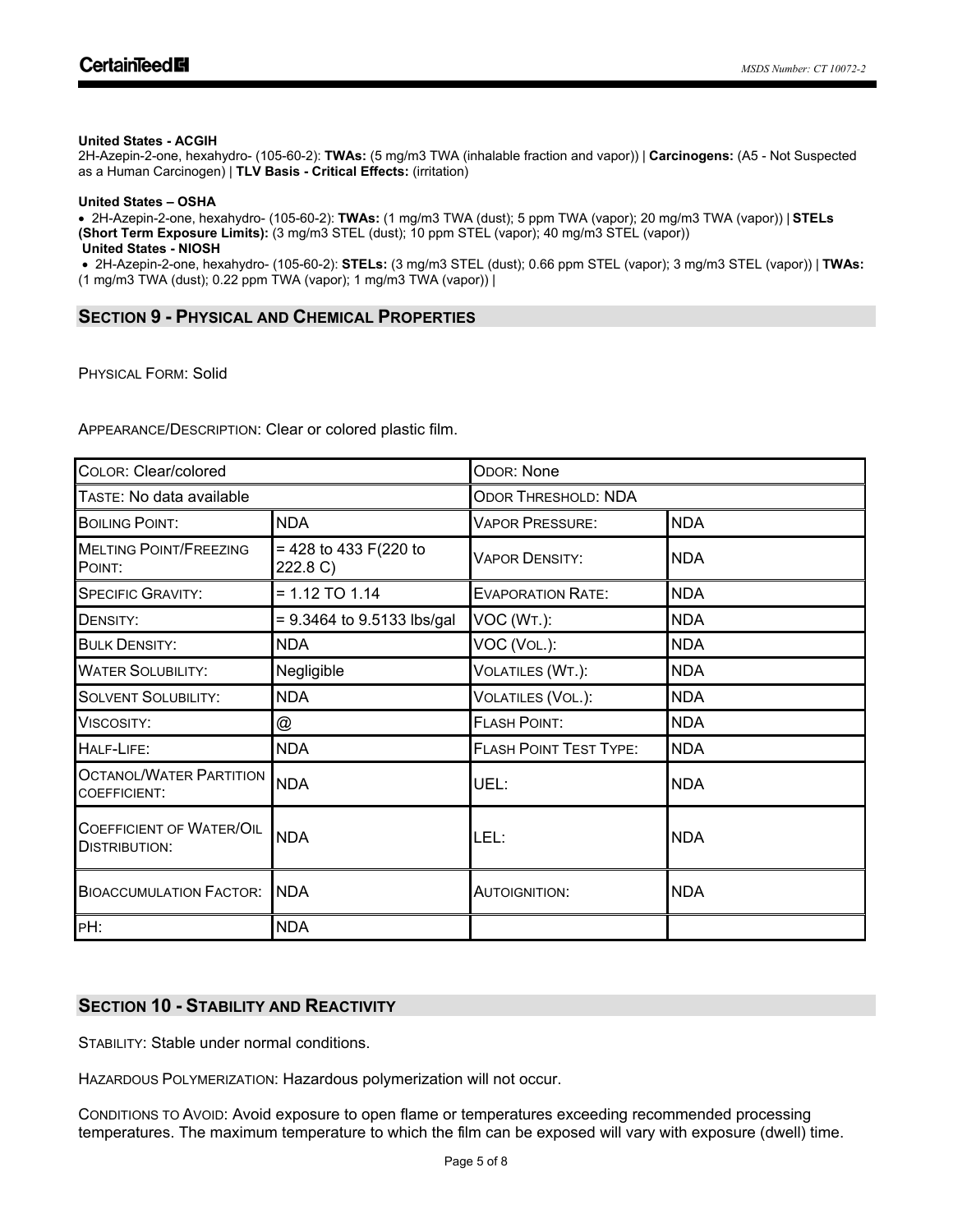**United States - ACGIH**

2H-Azepin-2-one, hexahydro- (105-60-2): **TWAs:** (5 mg/m3 TWA (inhalable fraction and vapor)) | **Carcinogens:** (A5 - Not Suspected as a Human Carcinogen) | **TLV Basis - Critical Effects:** (irritation)

**United States – OSHA**

- 2H-Azepin-2-one, hexahydro- (105-60-2): **TWAs:** (1 mg/m3 TWA (dust); 5 ppm TWA (vapor); 20 mg/m3 TWA (vapor)) | **STELs (Short Term Exposure Limits):** (3 mg/m3 STEL (dust); 10 ppm STEL (vapor); 40 mg/m3 STEL (vapor))

**United States - NIOSH**

- 2H-Azepin-2-one, hexahydro- (105-60-2): **STELs:** (3 mg/m3 STEL (dust); 0.66 ppm STEL (vapor); 3 mg/m3 STEL (vapor)) | **TWAs:** (1 mg/m3 TWA (dust); 0.22 ppm TWA (vapor); 1 mg/m3 TWA (vapor)) |

## SECTION 9 - PHYSICAL AND CHEMICAL PROPERTIES

PHYSICAL FORM: Solid

APPEARANCE/DESCRIPTION: Clear or colored plastic film.

| COLOR: Clear/colored | | ODOR: None | |
|---|---|---|---|
| TASTE: No data available | | ODOR THRESHOLD: NDA | |
| BOILING POINT: | NDA | VAPOR PRESSURE: | NDA |
| MELTING POINT/FREEZING POINT: | = 428 to 433 F(220 to 222.8 C) | VAPOR DENSITY: | NDA |
| SPECIFIC GRAVITY: | = 1.12 TO 1.14 | EVAPORATION RATE: | NDA |
| DENSITY: | = 9.3464 to 9.5133 lbs/gal | VOC (WT.): | NDA |
| BULK DENSITY: | NDA | VOC (VOL.): | NDA |
| WATER SOLUBILITY: | Negligible | VOLATILES (WT.): | NDA |
| SOLVENT SOLUBILITY: | NDA | VOLATILES (VOL.): | NDA |
| VISCOSITY: | @ | FLASH POINT: | NDA |
| HALF-LIFE: | NDA | FLASH POINT TEST TYPE: | NDA |
| OCTANOL/WATER PARTITION COEFFICIENT: | NDA | UEL: | NDA |
| COEFFICIENT OF WATER/OIL DISTRIBUTION: | NDA | LEL: | NDA |
| BIOACCUMULATION FACTOR: | NDA | AUTOIGNITION: | NDA |
| pH: | NDA | | |

## SECTION 10 - STABILITY AND REACTIVITY

STABILITY: Stable under normal conditions.

HAZARDOUS POLYMERIZATION: Hazardous polymerization will not occur.

CONDITIONS TO AVOID: Avoid exposure to open flame or temperatures exceeding recommended processing temperatures. The maximum temperature to which the film can be exposed will vary with exposure (dwell) time.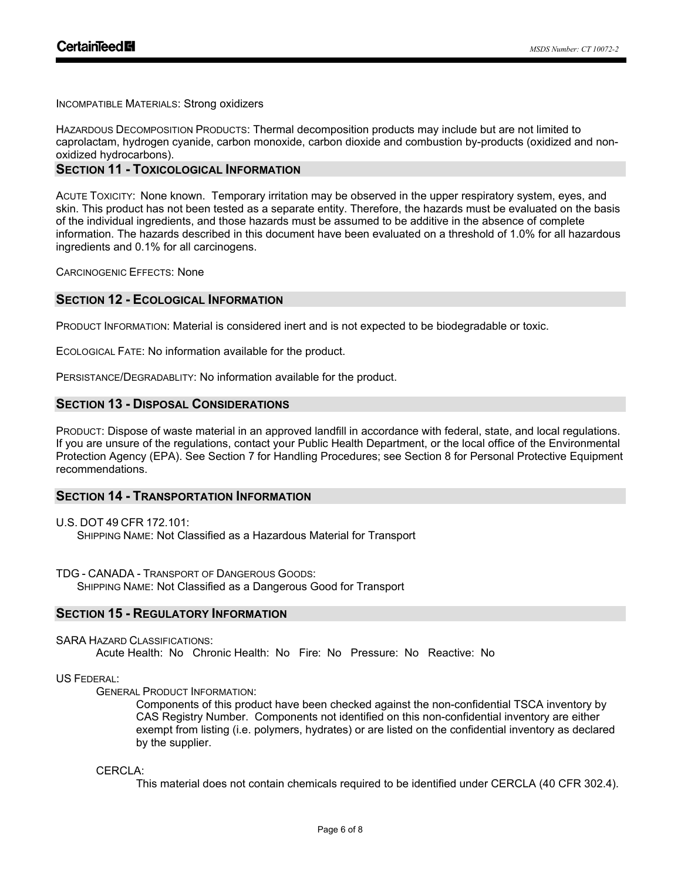INCOMPATIBLE MATERIALS: Strong oxidizers

HAZARDOUS DECOMPOSITION PRODUCTS: Thermal decomposition products may include but are not limited to caprolactam, hydrogen cyanide, carbon monoxide, carbon dioxide and combustion by-products (oxidized and non-oxidized hydrocarbons).

## SECTION 11 - TOXICOLOGICAL INFORMATION

ACUTE TOXICITY: None known. Temporary irritation may be observed in the upper respiratory system, eyes, and skin. This product has not been tested as a separate entity. Therefore, the hazards must be evaluated on the basis of the individual ingredients, and those hazards must be assumed to be additive in the absence of complete information. The hazards described in this document have been evaluated on a threshold of 1.0% for all hazardous ingredients and 0.1% for all carcinogens.

CARCINOGENIC EFFECTS: None

## SECTION 12 - ECOLOGICAL INFORMATION

PRODUCT INFORMATION: Material is considered inert and is not expected to be biodegradable or toxic.

ECOLOGICAL FATE: No information available for the product.

PERSISTANCE/DEGRADABLITY: No information available for the product.

## SECTION 13 - DISPOSAL CONSIDERATIONS

PRODUCT: Dispose of waste material in an approved landfill in accordance with federal, state, and local regulations. If you are unsure of the regulations, contact your Public Health Department, or the local office of the Environmental Protection Agency (EPA). See Section 7 for Handling Procedures; see Section 8 for Personal Protective Equipment recommendations.

## SECTION 14 - TRANSPORTATION INFORMATION

U.S. DOT 49 CFR 172.101:
SHIPPING NAME: Not Classified as a Hazardous Material for Transport

TDG - CANADA - TRANSPORT OF DANGEROUS GOODS:
SHIPPING NAME: Not Classified as a Dangerous Good for Transport

## SECTION 15 - REGULATORY INFORMATION

SARA HAZARD CLASSIFICATIONS:
Acute Health: No Chronic Health: No Fire: No Pressure: No Reactive: No

US FEDERAL:

GENERAL PRODUCT INFORMATION:

Components of this product have been checked against the non-confidential TSCA inventory by CAS Registry Number. Components not identified on this non-confidential inventory are either exempt from listing (i.e. polymers, hydrates) or are listed on the confidential inventory as declared by the supplier.

CERCLA:

This material does not contain chemicals required to be identified under CERCLA (40 CFR 302.4).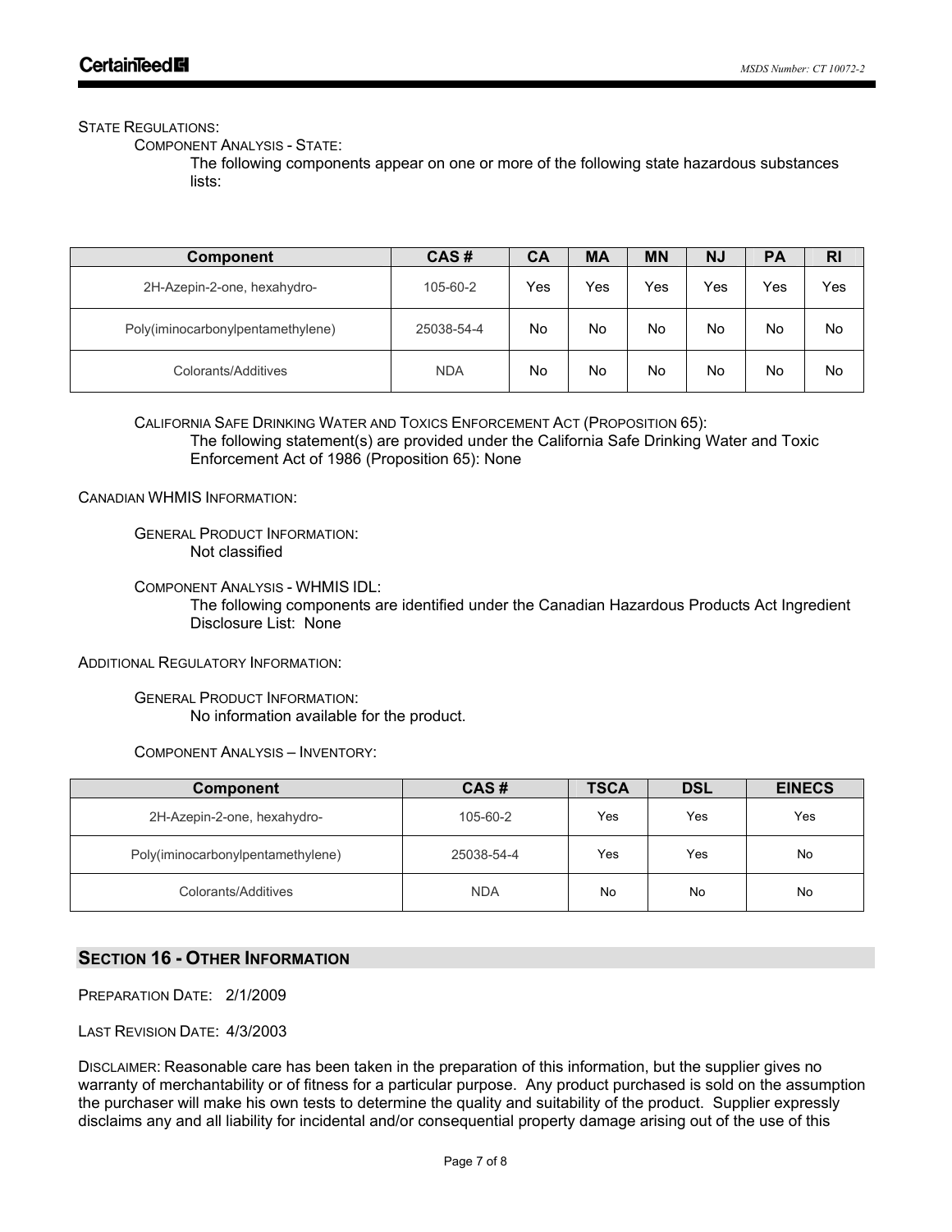State Regulations:

Component Analysis - State:

The following components appear on one or more of the following state hazardous substances lists:

| Component | CAS # | CA | MA | MN | NJ | PA | RI |
|---|---|---|---|---|---|---|---|
| 2H-Azepin-2-one, hexahydro- | 105-60-2 | Yes | Yes | Yes | Yes | Yes | Yes |
| Poly(iminocarbonylpentamethylene) | 25038-54-4 | No | No | No | No | No | No |
| Colorants/Additives | NDA | No | No | No | No | No | No |

California Safe Drinking Water and Toxics Enforcement Act (Proposition 65):

The following statement(s) are provided under the California Safe Drinking Water and Toxic Enforcement Act of 1986 (Proposition 65): None

Canadian WHMIS Information:

General Product Information:

Not classified

Component Analysis - WHMIS IDL:

The following components are identified under the Canadian Hazardous Products Act Ingredient Disclosure List: None

Additional Regulatory Information:

General Product Information:

No information available for the product.

Component Analysis – Inventory:

| Component | CAS # | TSCA | DSL | EINECS |
|---|---|---|---|---|
| 2H-Azepin-2-one, hexahydro- | 105-60-2 | Yes | Yes | Yes |
| Poly(iminocarbonylpentamethylene) | 25038-54-4 | Yes | Yes | No |
| Colorants/Additives | NDA | No | No | No |

## Section 16 - Other Information

Preparation Date: 2/1/2009

Last Revision Date: 4/3/2003

Disclaimer: Reasonable care has been taken in the preparation of this information, but the supplier gives no warranty of merchantability or of fitness for a particular purpose. Any product purchased is sold on the assumption the purchaser will make his own tests to determine the quality and suitability of the product. Supplier expressly disclaims any and all liability for incidental and/or consequential property damage arising out of the use of this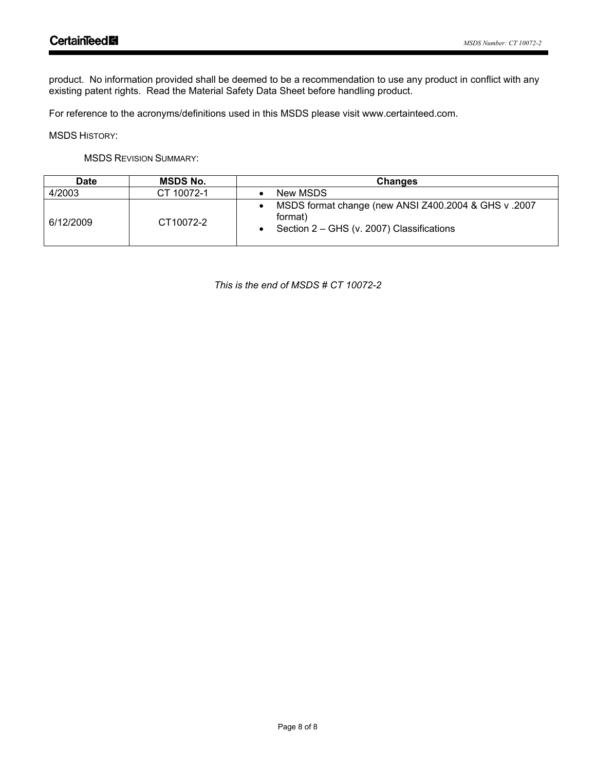product. No information provided shall be deemed to be a recommendation to use any product in conflict with any existing patent rights. Read the Material Safety Data Sheet before handling product.

For reference to the acronyms/definitions used in this MSDS please visit www.certainteed.com.

MSDS HISTORY:

MSDS REVISION SUMMARY:

| Date | MSDS No. | Changes |
|---|---|---|
| 4/2003 | CT 10072-1 | • New MSDS |
| 6/12/2009 | CT10072-2 | • MSDS format change (new ANSI Z400.2004 & GHS v .2007 format)<br>• Section 2 – GHS (v. 2007) Classifications |

*This is the end of MSDS # CT 10072-2*